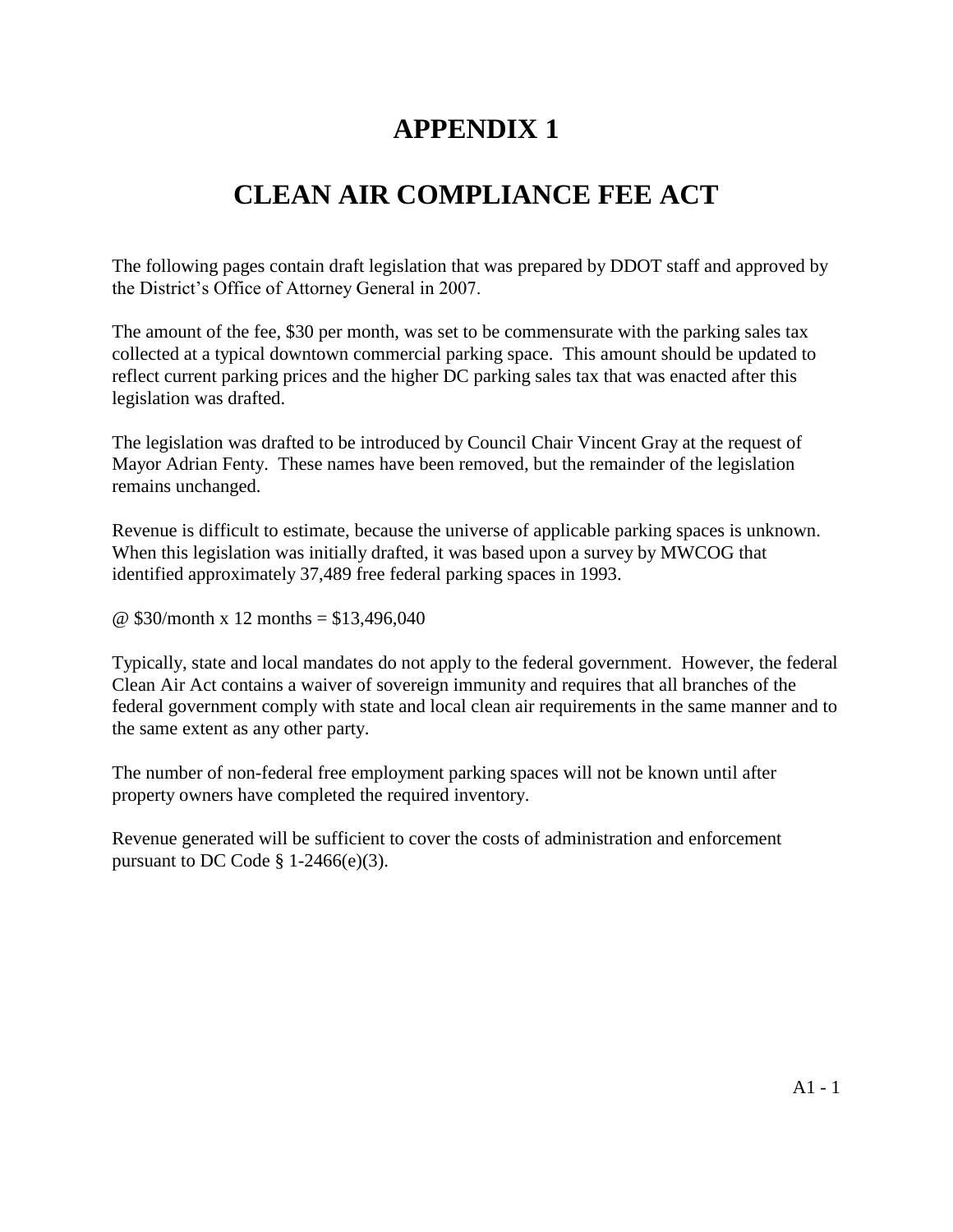# APPENDIX 1

# CLEAN AIR COMPLIANCE FEE ACT

The following pages contain draft legislation that was prepared by DDOT staff and approved by the District's Office of Attorney General in 2007.

The amount of the fee, $30 per month, was set to be commensurate with the parking sales tax collected at a typical downtown commercial parking space. This amount should be updated to reflect current parking prices and the higher DC parking sales tax that was enacted after this legislation was drafted.

The legislation was drafted to be introduced by Council Chair Vincent Gray at the request of Mayor Adrian Fenty. These names have been removed, but the remainder of the legislation remains unchanged.

Revenue is difficult to estimate, because the universe of applicable parking spaces is unknown. When this legislation was initially drafted, it was based upon a survey by MWCOG that identified approximately 37,489 free federal parking spaces in 1993.

@ $30/month x 12 months = $13,496,040

Typically, state and local mandates do not apply to the federal government. However, the federal Clean Air Act contains a waiver of sovereign immunity and requires that all branches of the federal government comply with state and local clean air requirements in the same manner and to the same extent as any other party.

The number of non-federal free employment parking spaces will not be known until after property owners have completed the required inventory.

Revenue generated will be sufficient to cover the costs of administration and enforcement pursuant to DC Code § 1-2466(e)(3).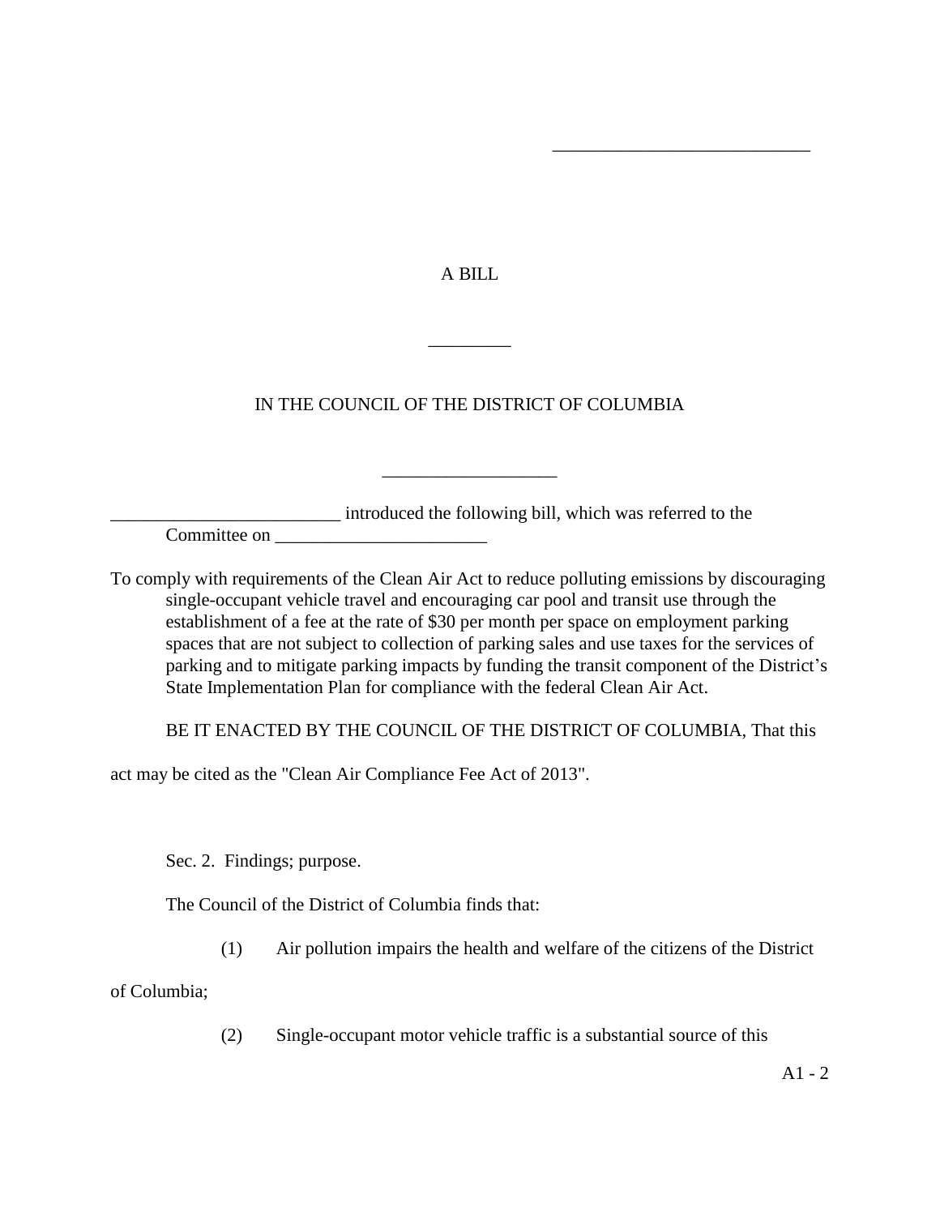\_\_\_\_\_\_\_\_\_\_\_\_\_\_\_\_\_\_\_\_\_\_\_\_\_\_\_\_

A BILL

\_\_\_\_\_\_\_\_\_

IN THE COUNCIL OF THE DISTRICT OF COLUMBIA

\_\_\_\_\_\_\_\_\_\_\_\_\_\_\_\_\_\_\_

\_\_\_\_\_\_\_\_\_\_\_\_\_\_\_\_\_\_\_\_\_\_\_\_\_ introduced the following bill, which was referred to the Committee on \_\_\_\_\_\_\_\_\_\_\_\_\_\_\_\_\_\_\_\_\_\_\_

To comply with requirements of the Clean Air Act to reduce polluting emissions by discouraging single-occupant vehicle travel and encouraging car pool and transit use through the establishment of a fee at the rate of $30 per month per space on employment parking spaces that are not subject to collection of parking sales and use taxes for the services of parking and to mitigate parking impacts by funding the transit component of the District's State Implementation Plan for compliance with the federal Clean Air Act.

BE IT ENACTED BY THE COUNCIL OF THE DISTRICT OF COLUMBIA, That this act may be cited as the "Clean Air Compliance Fee Act of 2013".

Sec. 2. Findings; purpose.

The Council of the District of Columbia finds that:

(1) Air pollution impairs the health and welfare of the citizens of the District of Columbia;

(2) Single-occupant motor vehicle traffic is a substantial source of this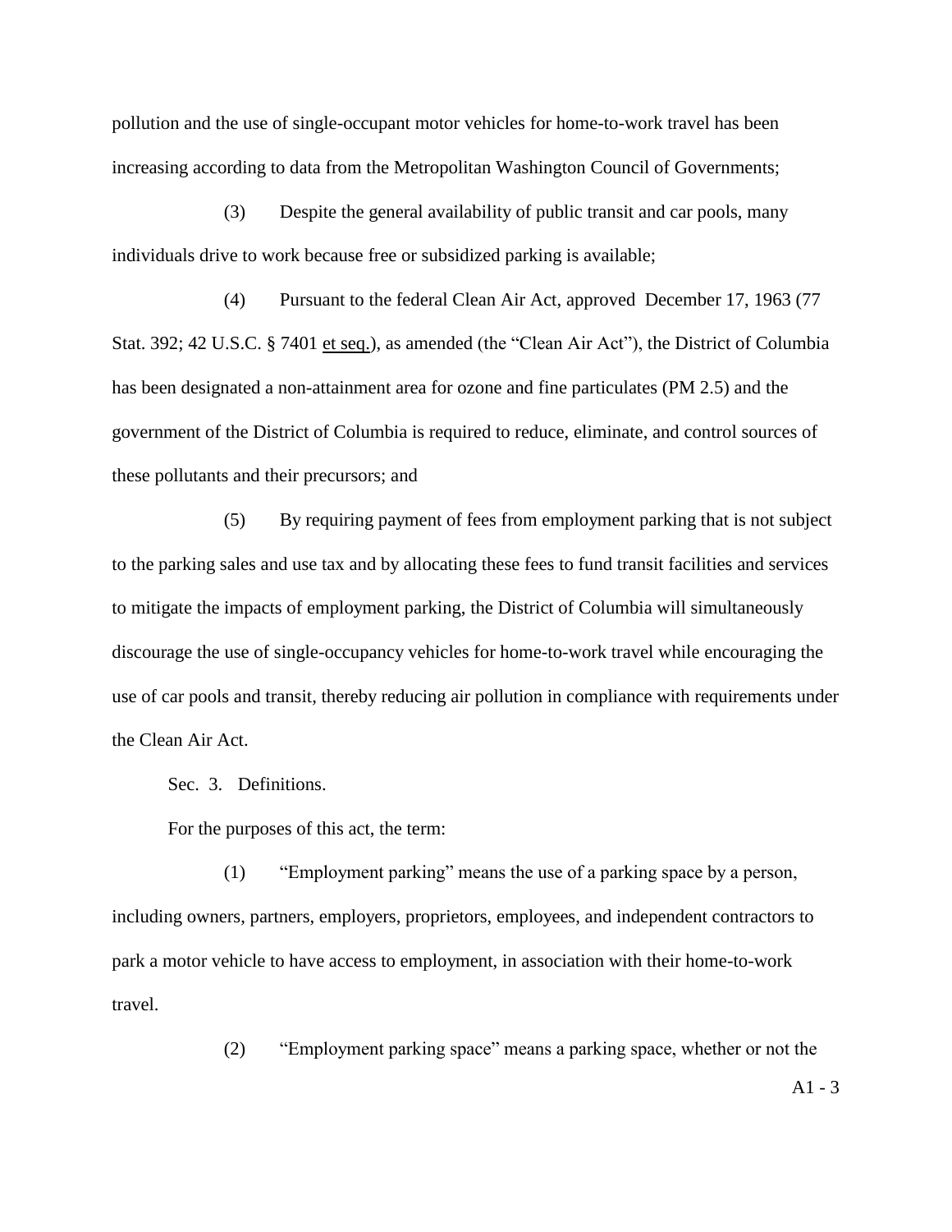pollution and the use of single-occupant motor vehicles for home-to-work travel has been increasing according to data from the Metropolitan Washington Council of Governments;

(3) Despite the general availability of public transit and car pools, many individuals drive to work because free or subsidized parking is available;

(4) Pursuant to the federal Clean Air Act, approved December 17, 1963 (77 Stat. 392; 42 U.S.C. § 7401 et seq.), as amended (the "Clean Air Act"), the District of Columbia has been designated a non-attainment area for ozone and fine particulates (PM 2.5) and the government of the District of Columbia is required to reduce, eliminate, and control sources of these pollutants and their precursors; and

(5) By requiring payment of fees from employment parking that is not subject to the parking sales and use tax and by allocating these fees to fund transit facilities and services to mitigate the impacts of employment parking, the District of Columbia will simultaneously discourage the use of single-occupancy vehicles for home-to-work travel while encouraging the use of car pools and transit, thereby reducing air pollution in compliance with requirements under the Clean Air Act.

Sec. 3. Definitions.

For the purposes of this act, the term:

(1) "Employment parking" means the use of a parking space by a person, including owners, partners, employers, proprietors, employees, and independent contractors to park a motor vehicle to have access to employment, in association with their home-to-work travel.

(2) "Employment parking space" means a parking space, whether or not the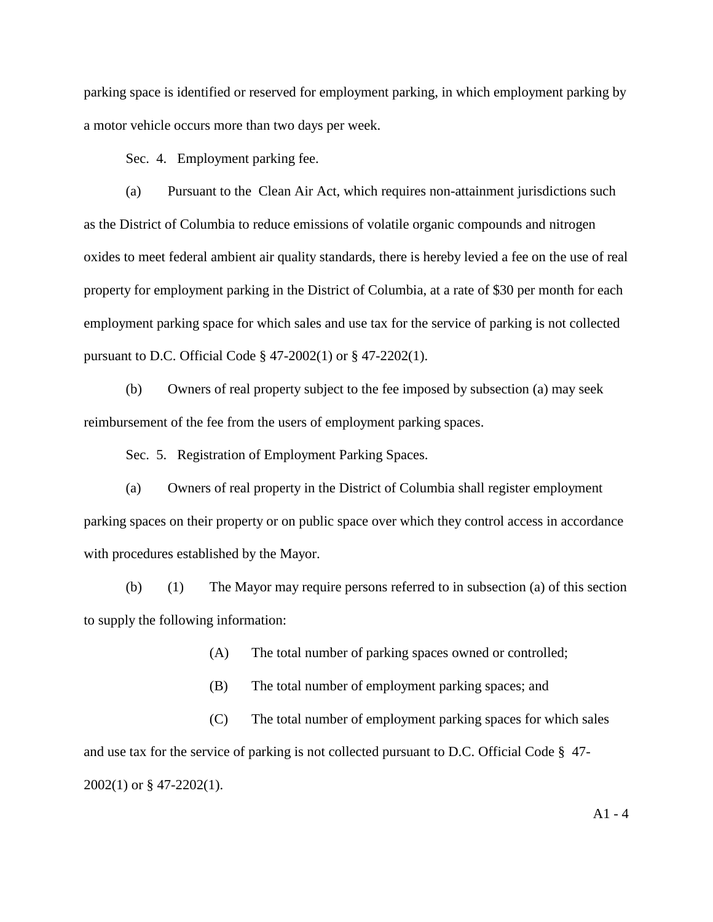parking space is identified or reserved for employment parking, in which employment parking by a motor vehicle occurs more than two days per week.

Sec. 4. Employment parking fee.

(a) Pursuant to the Clean Air Act, which requires non-attainment jurisdictions such as the District of Columbia to reduce emissions of volatile organic compounds and nitrogen oxides to meet federal ambient air quality standards, there is hereby levied a fee on the use of real property for employment parking in the District of Columbia, at a rate of $30 per month for each employment parking space for which sales and use tax for the service of parking is not collected pursuant to D.C. Official Code § 47-2002(1) or § 47-2202(1).

(b) Owners of real property subject to the fee imposed by subsection (a) may seek reimbursement of the fee from the users of employment parking spaces.

Sec. 5. Registration of Employment Parking Spaces.

(a) Owners of real property in the District of Columbia shall register employment parking spaces on their property or on public space over which they control access in accordance with procedures established by the Mayor.

(b) (1) The Mayor may require persons referred to in subsection (a) of this section to supply the following information:

(A) The total number of parking spaces owned or controlled;

(B) The total number of employment parking spaces; and

(C) The total number of employment parking spaces for which sales and use tax for the service of parking is not collected pursuant to D.C. Official Code § 47-2002(1) or § 47-2202(1).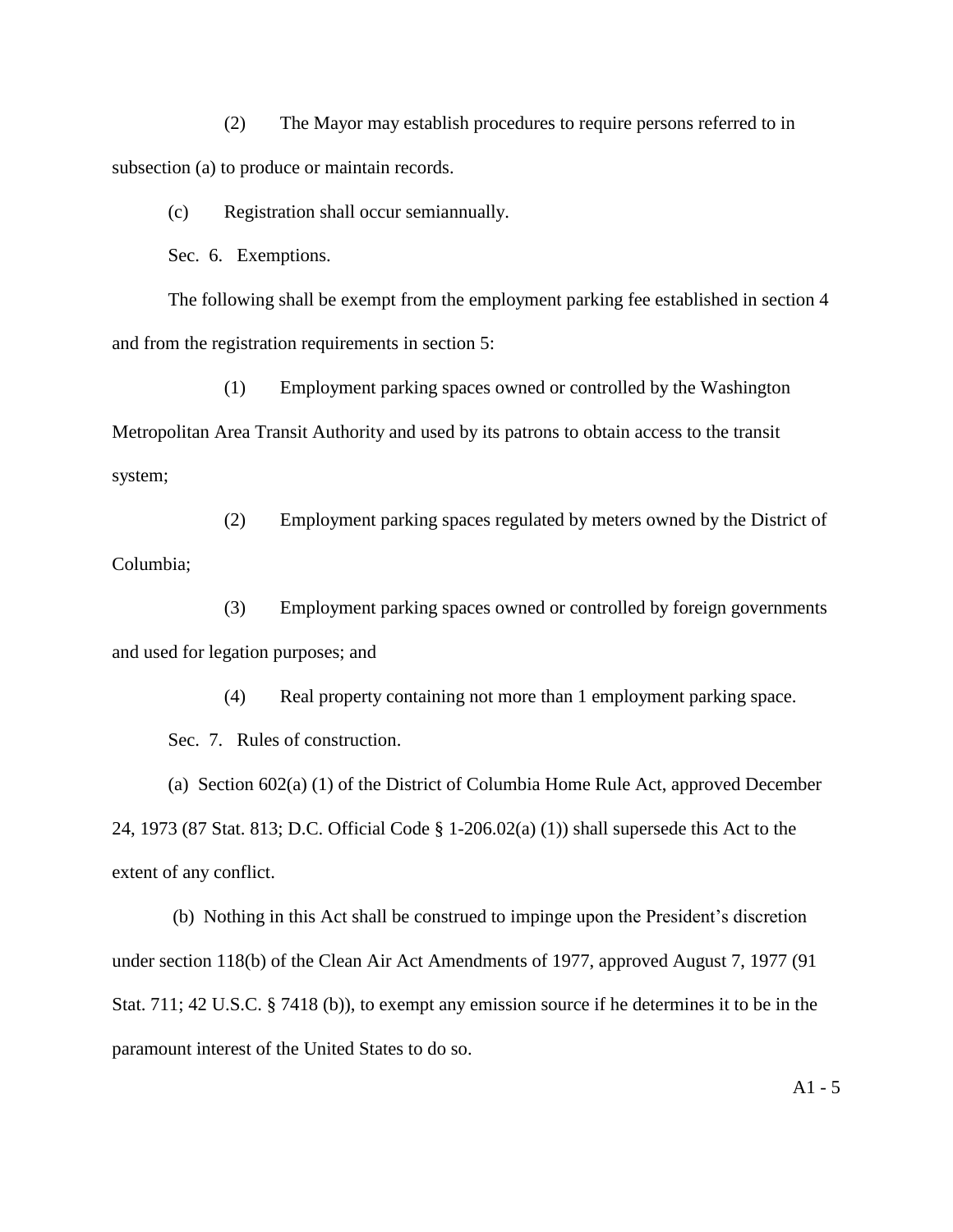(2) The Mayor may establish procedures to require persons referred to in subsection (a) to produce or maintain records.

(c) Registration shall occur semiannually.

Sec. 6. Exemptions.

The following shall be exempt from the employment parking fee established in section 4 and from the registration requirements in section 5:

(1) Employment parking spaces owned or controlled by the Washington Metropolitan Area Transit Authority and used by its patrons to obtain access to the transit system;

(2) Employment parking spaces regulated by meters owned by the District of Columbia;

(3) Employment parking spaces owned or controlled by foreign governments and used for legation purposes; and

(4) Real property containing not more than 1 employment parking space.

Sec. 7. Rules of construction.

(a) Section 602(a) (1) of the District of Columbia Home Rule Act, approved December 24, 1973 (87 Stat. 813; D.C. Official Code § 1-206.02(a) (1)) shall supersede this Act to the extent of any conflict.

(b) Nothing in this Act shall be construed to impinge upon the President's discretion under section 118(b) of the Clean Air Act Amendments of 1977, approved August 7, 1977 (91 Stat. 711; 42 U.S.C. § 7418 (b)), to exempt any emission source if he determines it to be in the paramount interest of the United States to do so.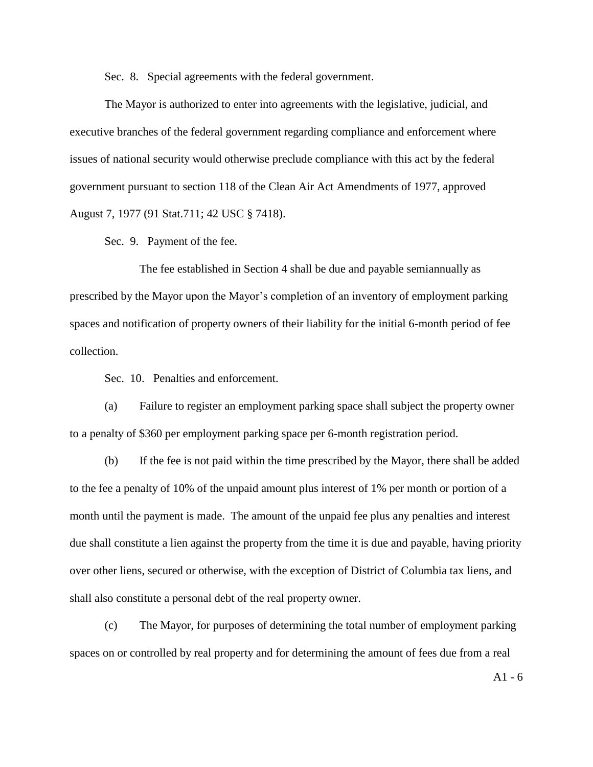Sec. 8. Special agreements with the federal government.

The Mayor is authorized to enter into agreements with the legislative, judicial, and executive branches of the federal government regarding compliance and enforcement where issues of national security would otherwise preclude compliance with this act by the federal government pursuant to section 118 of the Clean Air Act Amendments of 1977, approved August 7, 1977 (91 Stat.711; 42 USC § 7418).

Sec. 9. Payment of the fee.

The fee established in Section 4 shall be due and payable semiannually as prescribed by the Mayor upon the Mayor's completion of an inventory of employment parking spaces and notification of property owners of their liability for the initial 6-month period of fee collection.

Sec. 10. Penalties and enforcement.

(a) Failure to register an employment parking space shall subject the property owner to a penalty of $360 per employment parking space per 6-month registration period.

(b) If the fee is not paid within the time prescribed by the Mayor, there shall be added to the fee a penalty of 10% of the unpaid amount plus interest of 1% per month or portion of a month until the payment is made. The amount of the unpaid fee plus any penalties and interest due shall constitute a lien against the property from the time it is due and payable, having priority over other liens, secured or otherwise, with the exception of District of Columbia tax liens, and shall also constitute a personal debt of the real property owner.

(c) The Mayor, for purposes of determining the total number of employment parking spaces on or controlled by real property and for determining the amount of fees due from a real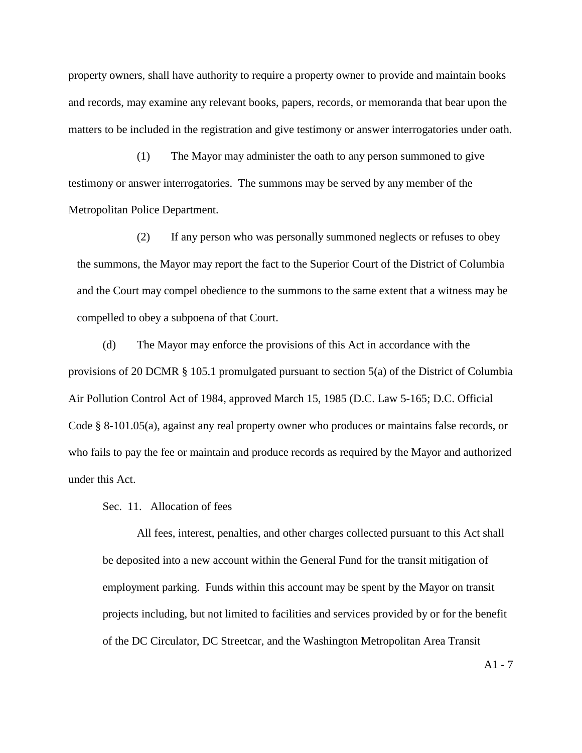property owners, shall have authority to require a property owner to provide and maintain books and records, may examine any relevant books, papers, records, or memoranda that bear upon the matters to be included in the registration and give testimony or answer interrogatories under oath.

(1) The Mayor may administer the oath to any person summoned to give testimony or answer interrogatories. The summons may be served by any member of the Metropolitan Police Department.

(2) If any person who was personally summoned neglects or refuses to obey the summons, the Mayor may report the fact to the Superior Court of the District of Columbia and the Court may compel obedience to the summons to the same extent that a witness may be compelled to obey a subpoena of that Court.

(d) The Mayor may enforce the provisions of this Act in accordance with the provisions of 20 DCMR § 105.1 promulgated pursuant to section 5(a) of the District of Columbia Air Pollution Control Act of 1984, approved March 15, 1985 (D.C. Law 5-165; D.C. Official Code § 8-101.05(a), against any real property owner who produces or maintains false records, or who fails to pay the fee or maintain and produce records as required by the Mayor and authorized under this Act.

Sec. 11. Allocation of fees

All fees, interest, penalties, and other charges collected pursuant to this Act shall be deposited into a new account within the General Fund for the transit mitigation of employment parking. Funds within this account may be spent by the Mayor on transit projects including, but not limited to facilities and services provided by or for the benefit of the DC Circulator, DC Streetcar, and the Washington Metropolitan Area Transit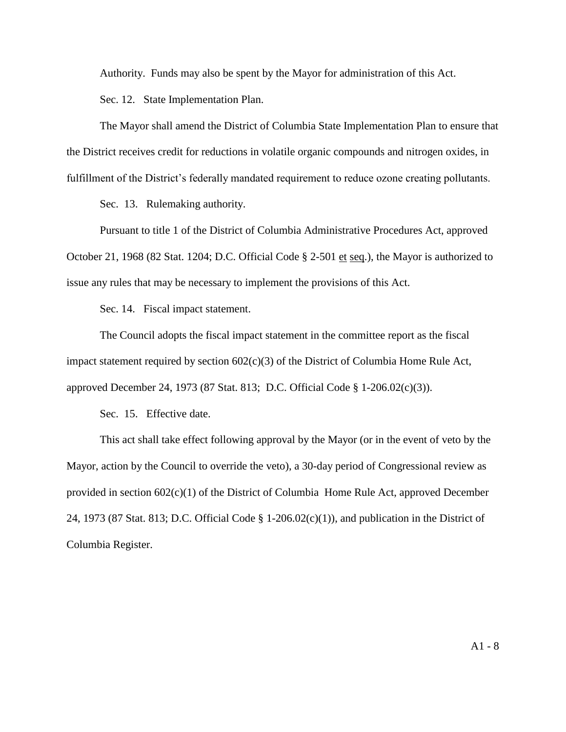Authority. Funds may also be spent by the Mayor for administration of this Act.

Sec. 12. State Implementation Plan.

The Mayor shall amend the District of Columbia State Implementation Plan to ensure that the District receives credit for reductions in volatile organic compounds and nitrogen oxides, in fulfillment of the District's federally mandated requirement to reduce ozone creating pollutants.

Sec. 13. Rulemaking authority.

Pursuant to title 1 of the District of Columbia Administrative Procedures Act, approved October 21, 1968 (82 Stat. 1204; D.C. Official Code § 2-501 et seq.), the Mayor is authorized to issue any rules that may be necessary to implement the provisions of this Act.

Sec. 14. Fiscal impact statement.

The Council adopts the fiscal impact statement in the committee report as the fiscal impact statement required by section 602(c)(3) of the District of Columbia Home Rule Act, approved December 24, 1973 (87 Stat. 813; D.C. Official Code § 1-206.02(c)(3)).

Sec. 15. Effective date.

This act shall take effect following approval by the Mayor (or in the event of veto by the Mayor, action by the Council to override the veto), a 30-day period of Congressional review as provided in section 602(c)(1) of the District of Columbia Home Rule Act, approved December 24, 1973 (87 Stat. 813; D.C. Official Code § 1-206.02(c)(1)), and publication in the District of Columbia Register.